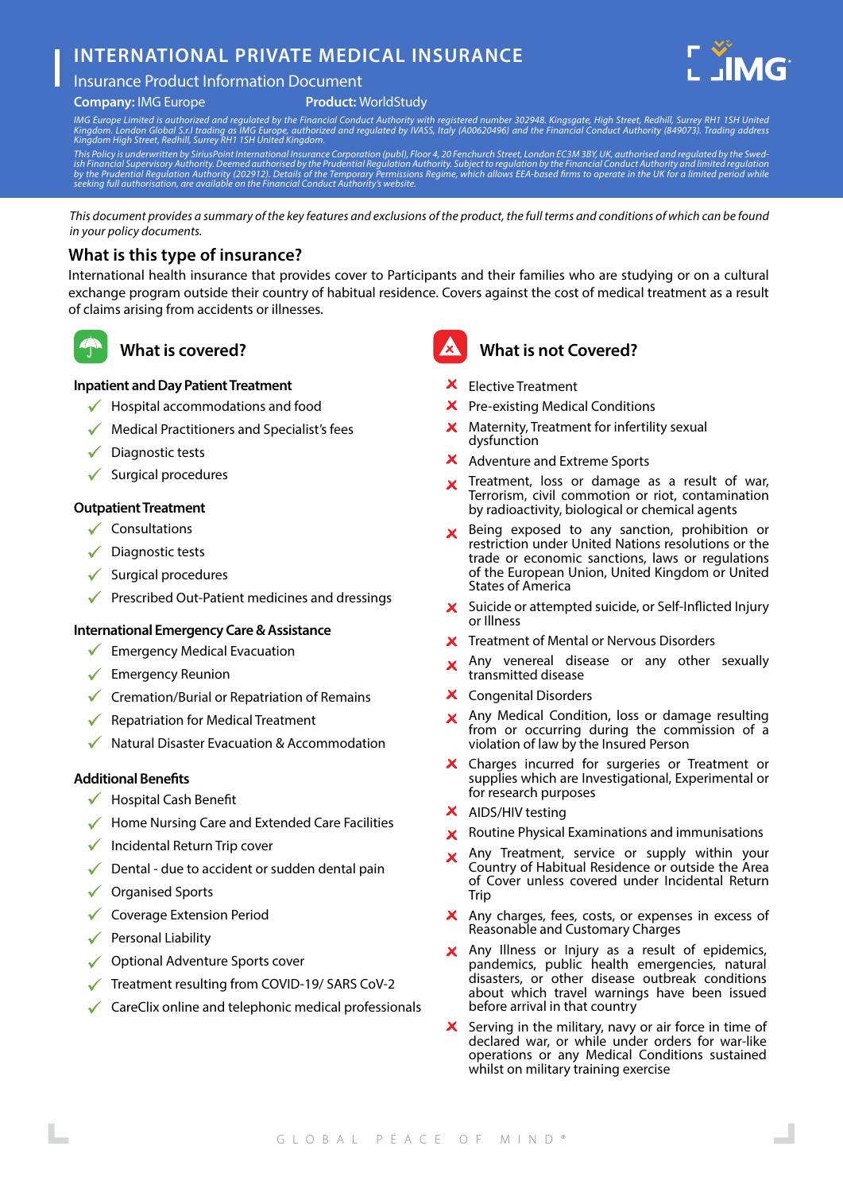# INTERNATIONAL PRIVATE MEDICAL INSURANCE

## Insurance Product Information Document

**Company:** IMG Europe **Product:** WorldStudy

*IMG Europe Limited is authorized and regulated by the Financial Conduct Authority with registered number 302948. Kingsgate, High Street, Redhill, Surrey RH1 1SH United Kingdom. London Global S.r.l trading as IMG Europe, authorized and regulated by IVASS, Italy (A00620496) and the Financial Conduct Authority (849073). Trading address Kingdom High Street, Redhill, Surrey RH1 1SH United Kingdom.*

*This Policy is underwritten by SiriusPoint International Insurance Corporation (publ), Floor 4, 20 Fenchurch Street, London EC3M 3BY, UK, authorised and regulated by the Swedish Financial Supervisory Authority. Deemed authorised by the Prudential Regulation Authority. Subject to regulation by the Financial Conduct Authority and limited regulation by the Prudential Regulation Authority (202912). Details of the Temporary Permissions Regime, which allows EEA-based firms to operate in the UK for a limited period while seeking full authorisation, are available on the Financial Conduct Authority's website.*

*This document provides a summary of the key features and exclusions of the product, the full terms and conditions of which can be found in your policy documents.*

## What is this type of insurance?

International health insurance that provides cover to Participants and their families who are studying or on a cultural exchange program outside their country of habitual residence. Covers against the cost of medical treatment as a result of claims arising from accidents or illnesses.

## What is covered?

**Inpatient and Day Patient Treatment**

- ✓ Hospital accommodations and food
- ✓ Medical Practitioners and Specialist's fees
- ✓ Diagnostic tests
- ✓ Surgical procedures

**Outpatient Treatment**

- ✓ Consultations
- ✓ Diagnostic tests
- ✓ Surgical procedures
- ✓ Prescribed Out-Patient medicines and dressings

**International Emergency Care & Assistance**

- ✓ Emergency Medical Evacuation
- ✓ Emergency Reunion
- ✓ Cremation/Burial or Repatriation of Remains
- ✓ Repatriation for Medical Treatment
- ✓ Natural Disaster Evacuation & Accommodation

**Additional Benefits**

- ✓ Hospital Cash Benefit
- ✓ Home Nursing Care and Extended Care Facilities
- ✓ Incidental Return Trip cover
- ✓ Dental - due to accident or sudden dental pain
- ✓ Organised Sports
- ✓ Coverage Extension Period
- ✓ Personal Liability
- ✓ Optional Adventure Sports cover
- ✓ Treatment resulting from COVID-19/ SARS CoV-2
- ✓ CareClix online and telephonic medical professionals

## What is not Covered?

- ✗ Elective Treatment
- ✗ Pre-existing Medical Conditions
- ✗ Maternity, Treatment for infertility sexual dysfunction
- ✗ Adventure and Extreme Sports
- ✗ Treatment, loss or damage as a result of war, Terrorism, civil commotion or riot, contamination by radioactivity, biological or chemical agents
- ✗ Being exposed to any sanction, prohibition or restriction under United Nations resolutions or the trade or economic sanctions, laws or regulations of the European Union, United Kingdom or United States of America
- ✗ Suicide or attempted suicide, or Self-Inflicted Injury or Illness
- ✗ Treatment of Mental or Nervous Disorders
- ✗ Any venereal disease or any other sexually transmitted disease
- ✗ Congenital Disorders
- ✗ Any Medical Condition, loss or damage resulting from or occurring during the commission of a violation of law by the Insured Person
- ✗ Charges incurred for surgeries or Treatment or supplies which are Investigational, Experimental or for research purposes
- ✗ AIDS/HIV testing
- ✗ Routine Physical Examinations and immunisations
- ✗ Any Treatment, service or supply within your Country of Habitual Residence or outside the Area of Cover unless covered under Incidental Return Trip
- ✗ Any charges, fees, costs, or expenses in excess of Reasonable and Customary Charges
- ✗ Any Illness or Injury as a result of epidemics, pandemics, public health emergencies, natural disasters, or other disease outbreak conditions about which travel warnings have been issued before arrival in that country
- ✗ Serving in the military, navy or air force in time of declared war, or while under orders for war-like operations or any Medical Conditions sustained whilst on military training exercise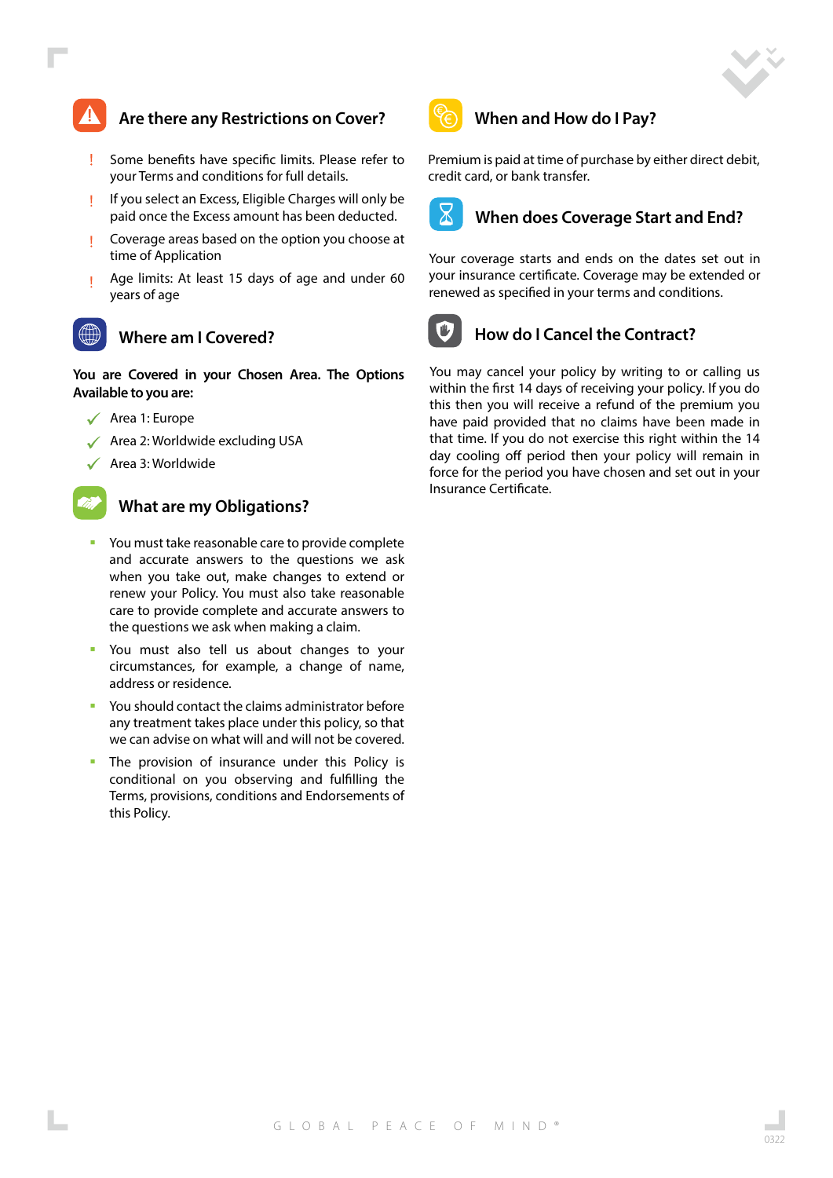## Are there any Restrictions on Cover?

- Some benefits have specific limits. Please refer to your Terms and conditions for full details.
- If you select an Excess, Eligible Charges will only be paid once the Excess amount has been deducted.
- Coverage areas based on the option you choose at time of Application
- Age limits: At least 15 days of age and under 60 years of age

## Where am I Covered?

**You are Covered in your Chosen Area. The Options Available to you are:**

- Area 1: Europe
- Area 2: Worldwide excluding USA
- Area 3: Worldwide

## What are my Obligations?

- You must take reasonable care to provide complete and accurate answers to the questions we ask when you take out, make changes to extend or renew your Policy. You must also take reasonable care to provide complete and accurate answers to the questions we ask when making a claim.
- You must also tell us about changes to your circumstances, for example, a change of name, address or residence.
- You should contact the claims administrator before any treatment takes place under this policy, so that we can advise on what will and will not be covered.
- The provision of insurance under this Policy is conditional on you observing and fulfilling the Terms, provisions, conditions and Endorsements of this Policy.

## When and How do I Pay?

Premium is paid at time of purchase by either direct debit, credit card, or bank transfer.

## When does Coverage Start and End?

Your coverage starts and ends on the dates set out in your insurance certificate. Coverage may be extended or renewed as specified in your terms and conditions.

## How do I Cancel the Contract?

You may cancel your policy by writing to or calling us within the first 14 days of receiving your policy. If you do this then you will receive a refund of the premium you have paid provided that no claims have been made in that time. If you do not exercise this right within the 14 day cooling off period then your policy will remain in force for the period you have chosen and set out in your Insurance Certificate.